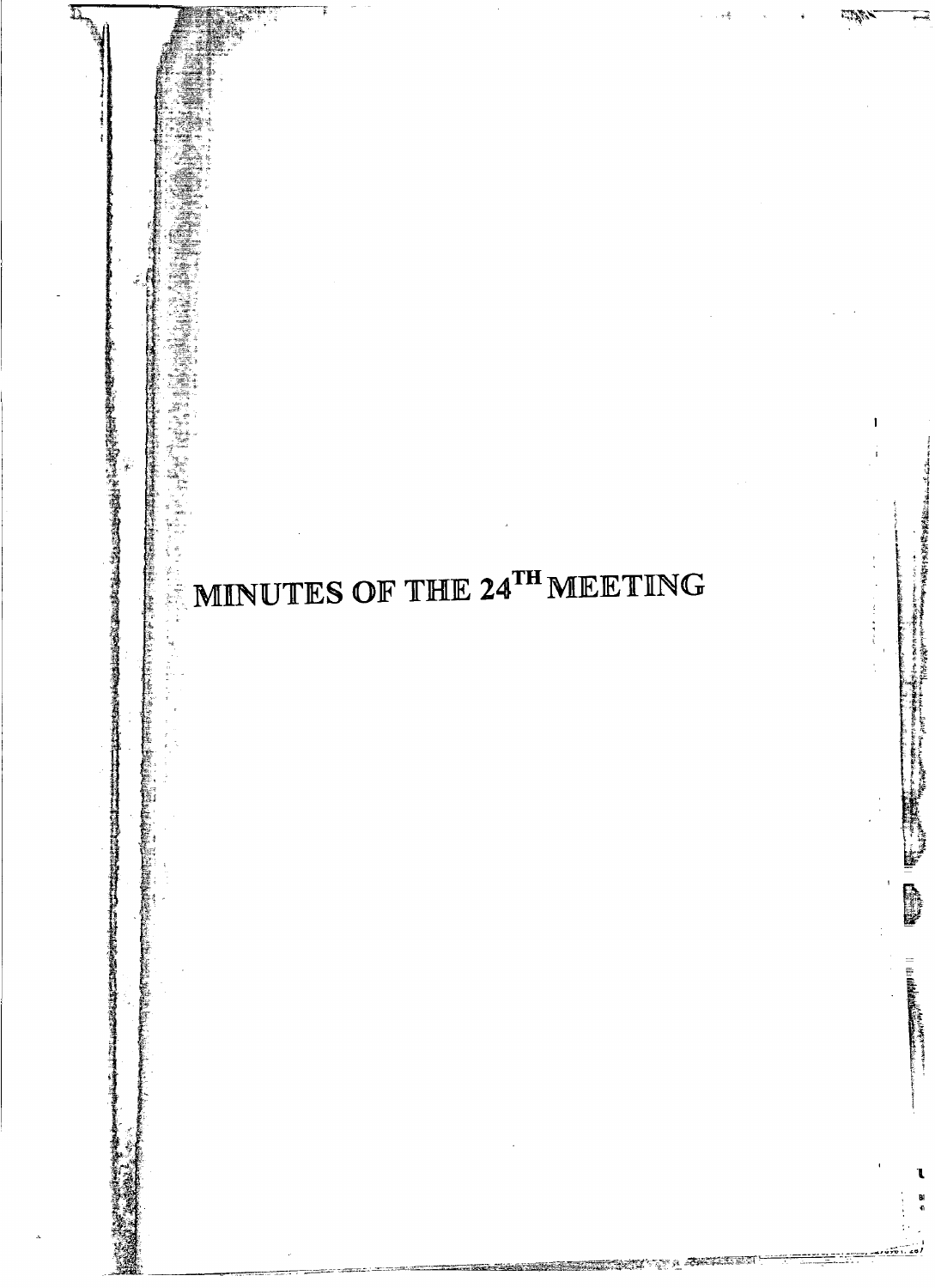# MINUTES OF THE $24^{TH}$ MEETING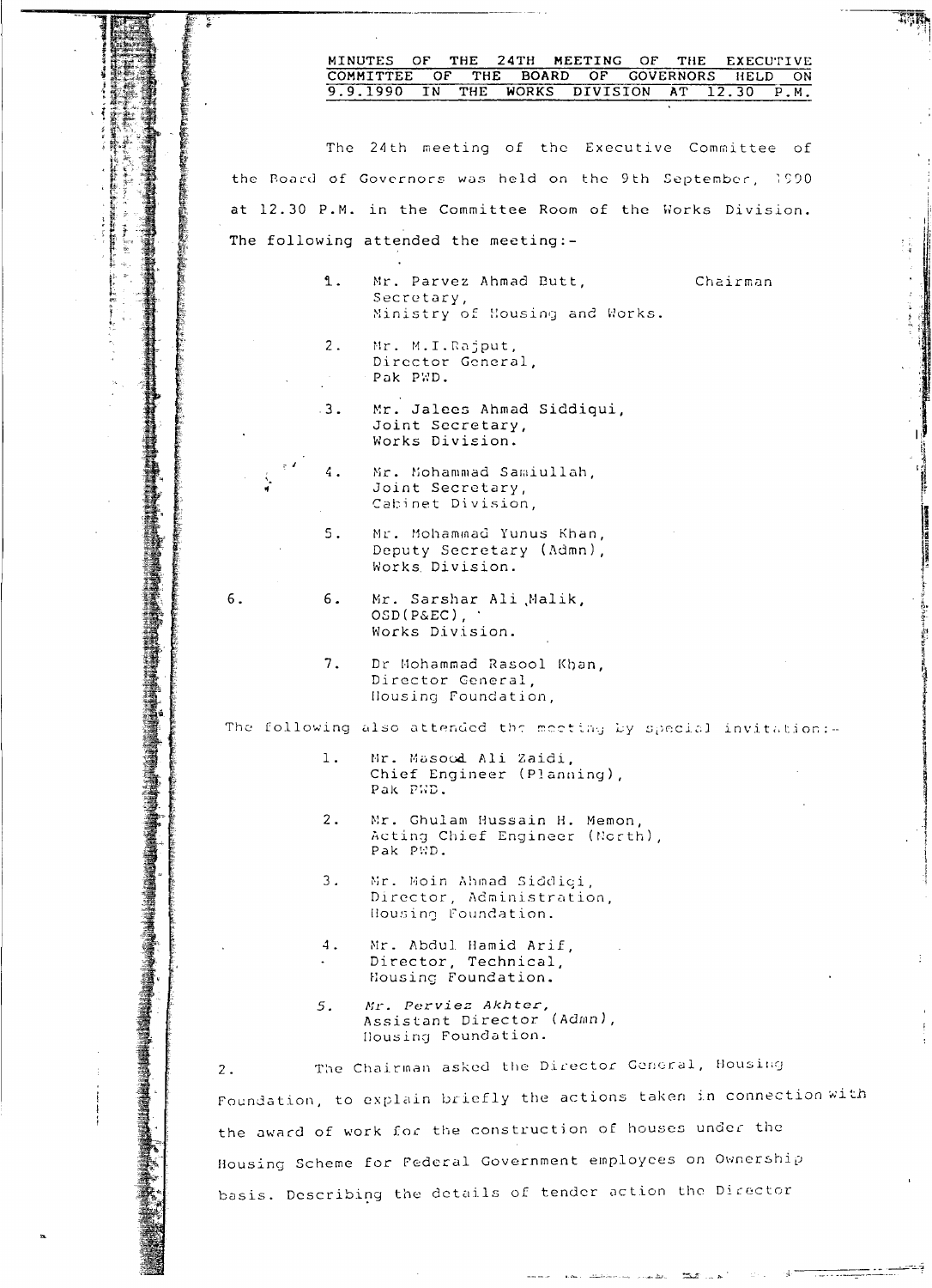**MINUTES OF THE 24TH MEETING OF THE EXECUTIVE COMMITTEE OF THE BOARD OF GOVERNORS HELD ON 9.9.1990 IN THE WORKS DIVISION AT 12.30 P.M.**

The 24th meeting of the Executive Committee of the Board of Governors was held on the 9th September, 1990 at 12.30 P.M. in the Committee Room of the Works Division. The following attended the meeting:-

1. Mr. Parvez Ahmad Butt, Secretary, Ministry of Housing and Works. — Chairman
2. Mr. M.I.Rajput, Director General, Pak PWD.
3. Mr. Jalees Ahmad Siddiqui, Joint Secretary, Works Division.
4. Mr. Mohammad Samiullah, Joint Secretary, Cabinet Division,
5. Mr. Mohammad Yunus Khan, Deputy Secretary (Admn), Works Division.
6. Mr. Sarshar Ali Malik, OSD(P&EC), Works Division.
7. Dr Mohammad Rasool Khan, Director General, Housing Foundation,

The following also attended the meeting by special invitation:-

1. Mr. Masood Ali Zaidi, Chief Engineer (Planning), Pak PWD.
2. Mr. Ghulam Hussain H. Memon, Acting Chief Engineer (North), Pak PWD.
3. Mr. Moin Ahmad Siddiqi, Director, Administration, Housing Foundation.
4. Mr. Abdul Hamid Arif, Director, Technical, Housing Foundation.
5. Mr. Perviez Akhter, Assistant Director (Admn), Housing Foundation.

2. The Chairman asked the Director General, Housing Foundation, to explain briefly the actions taken in connection with the award of work for the construction of houses under the Housing Scheme for Federal Government employees on Ownership basis. Describing the details of tender action the Director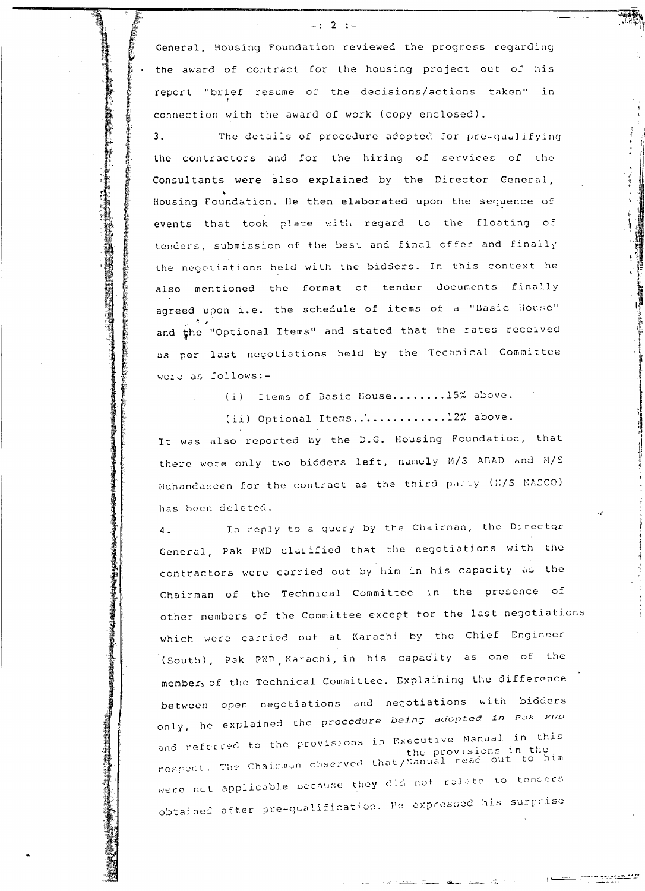General, Housing Foundation reviewed the progress regarding the award of contract for the housing project out of his report "brief resume of the decisions/actions taken" in connection with the award of work (copy enclosed).

3. The details of procedure adopted for pre-qualifying the contractors and for the hiring of services of the Consultants were also explained by the Director General, Housing Foundation. He then elaborated upon the sequence of events that took place with regard to the floating of tenders, submission of the best and final offer and finally the negotiations held with the bidders. In this context he also mentioned the format of tender documents finally agreed upon i.e. the schedule of items of a "Basic House" and the "Optional Items" and stated that the rates received as per last negotiations held by the Technical Committee were as follows:-

(i) Items of Basic House........15% above.

(ii) Optional Items.............12% above.

It was also reported by the D.G. Housing Foundation, that there were only two bidders left, namely M/S ABAD and M/S Muhandaseen for the contract as the third party (M/S NASCO) has been deleted.

4. In reply to a query by the Chairman, the Director General, Pak PWD clarified that the negotiations with the contractors were carried out by him in his capacity as the Chairman of the Technical Committee in the presence of other members of the Committee except for the last negotiations which were carried out at Karachi by the Chief Engineer (South), Pak PWD, Karachi, in his capacity as one of the members of the Technical Committee. Explaining the difference between open negotiations and negotiations with bidders only, he explained the procedure being adopted in Pak PWD and referred to the provisions in Executive Manual in this respect. The Chairman observed that the provisions in the Manual read out to him were not applicable because they did not relate to tenders obtained after pre-qualification. He expressed his surprise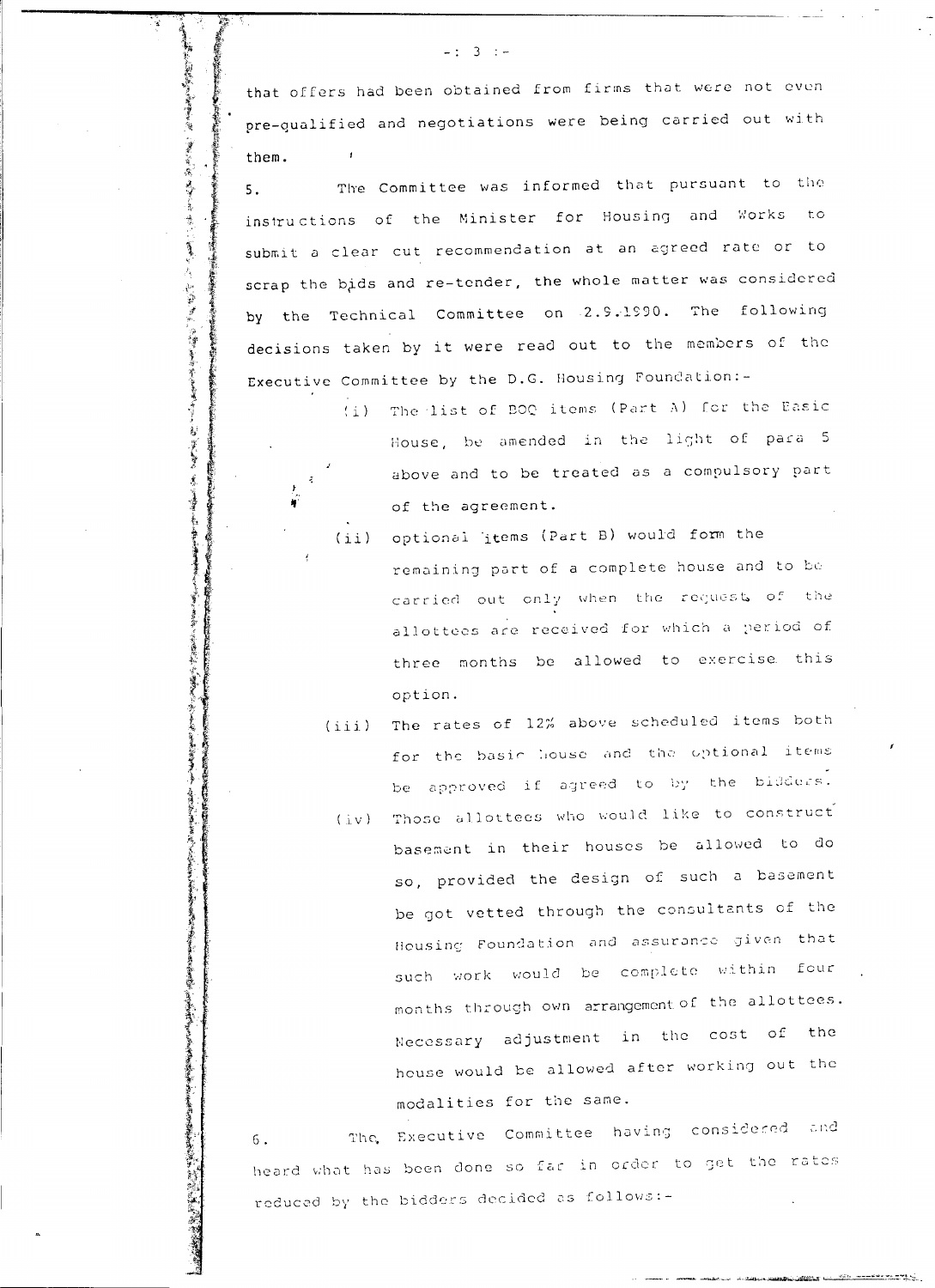that offers had been obtained from firms that were not even pre-qualified and negotiations were being carried out with them.

5. The Committee was informed that pursuant to the instructions of the Minister for Housing and Works to submit a clear cut recommendation at an agreed rate or to scrap the bids and re-tender, the whole matter was considered by the Technical Committee on 2.9.1990. The following decisions taken by it were read out to the members of the Executive Committee by the D.G. Housing Foundation:-

(i) The list of BOQ items (Part A) for the Basic House, be amended in the light of para 5 above and to be treated as a compulsory part of the agreement.

(ii) optional items (Part B) would form the remaining part of a complete house and to be carried out only when the requests of the allottees are received for which a period of three months be allowed to exercise this option.

(iii) The rates of 12% above scheduled items both for the basic house and the optional items be approved if agreed to by the bidders.

(iv) Those allottees who would like to construct basement in their houses be allowed to do so, provided the design of such a basement be got vetted through the consultants of the Housing Foundation and assurance given that such work would be complete within four months through own arrangement of the allottees. Necessary adjustment in the cost of the house would be allowed after working out the modalities for the same.

6. The Executive Committee having considered and heard what has been done so far in order to get the rates reduced by the bidders decided as follows:-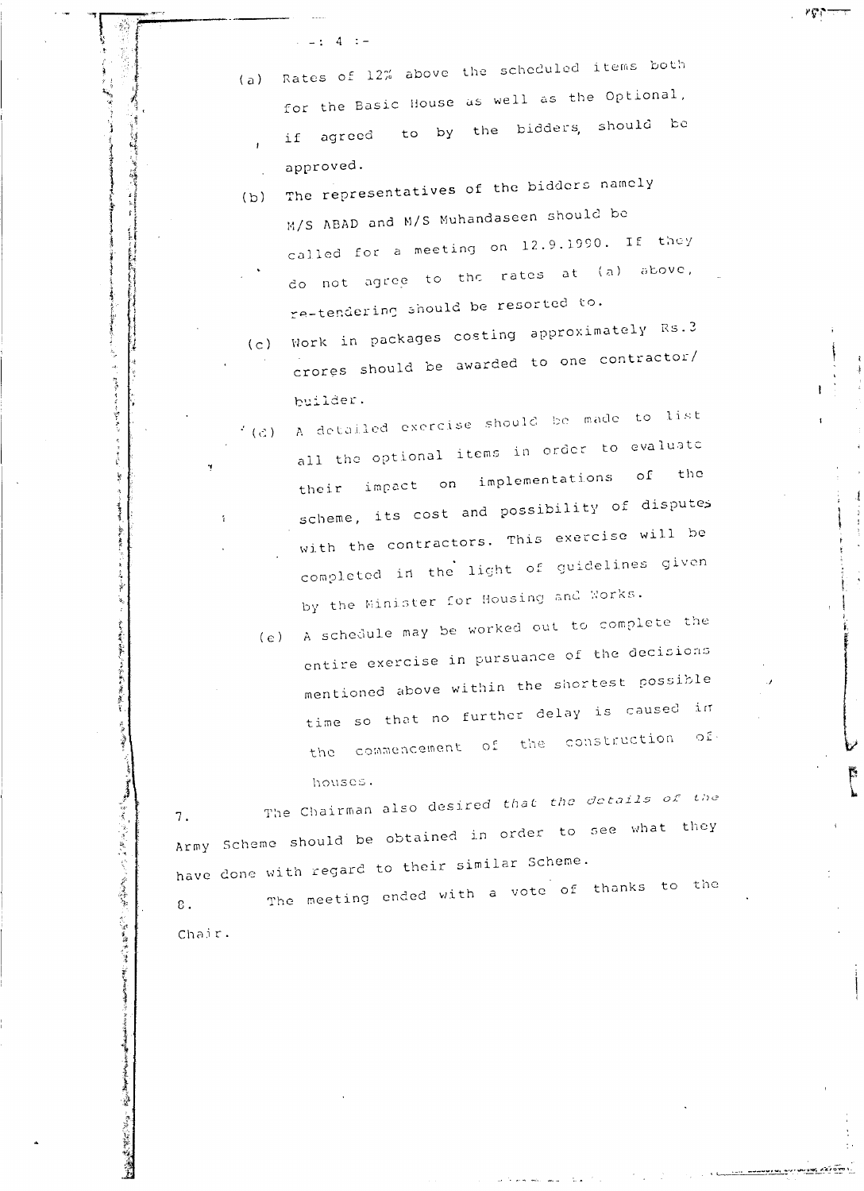(a) Rates of 12% above the scheduled items both for the Basic House as well as the Optional, if agreed to by the bidders, should be approved.

(b) The representatives of the bidders namely M/S ABAD and M/S Muhandaseen should be called for a meeting on 12.9.1990. If they do not agree to the rates at (a) above, re-tendering should be resorted to.

(c) Work in packages costing approximately Rs.3 crores should be awarded to one contractor/ builder.

(d) A detailed exercise should be made to list all the optional items in order to evaluate their impact on implementations of the scheme, its cost and possibility of disputes with the contractors. This exercise will be completed in the light of guidelines given by the Minister for Housing and Works.

(e) A schedule may be worked out to complete the entire exercise in pursuance of the decisions mentioned above within the shortest possible time so that no further delay is caused in the commencement of the construction of houses.

7. The Chairman also desired that the details of the Army Scheme should be obtained in order to see what they have done with regard to their similar Scheme.

8. The meeting ended with a vote of thanks to the Chair.